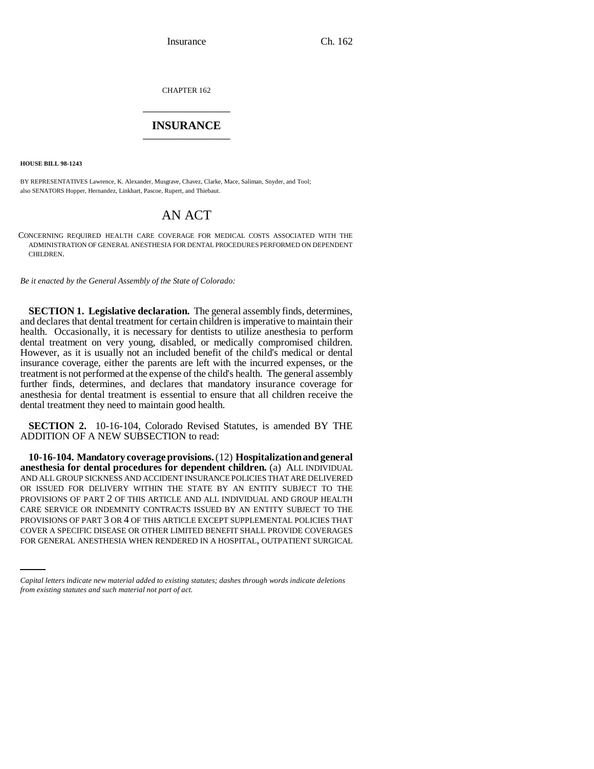CHAPTER 162

# INSURANCE

**HOUSE BILL 98-1243**

BY REPRESENTATIVES Lawrence, K. Alexander, Musgrave, Chavez, Clarke, Mace, Saliman, Snyder, and Tool;
also SENATORS Hopper, Hernandez, Linkhart, Pascoe, Rupert, and Thiebaut.

## AN ACT

CONCERNING REQUIRED HEALTH CARE COVERAGE FOR MEDICAL COSTS ASSOCIATED WITH THE ADMINISTRATION OF GENERAL ANESTHESIA FOR DENTAL PROCEDURES PERFORMED ON DEPENDENT CHILDREN.

*Be it enacted by the General Assembly of the State of Colorado:*

**SECTION 1. Legislative declaration.** The general assembly finds, determines, and declares that dental treatment for certain children is imperative to maintain their health. Occasionally, it is necessary for dentists to utilize anesthesia to perform dental treatment on very young, disabled, or medically compromised children. However, as it is usually not an included benefit of the child's medical or dental insurance coverage, either the parents are left with the incurred expenses, or the treatment is not performed at the expense of the child's health. The general assembly further finds, determines, and declares that mandatory insurance coverage for anesthesia for dental treatment is essential to ensure that all children receive the dental treatment they need to maintain good health.

**SECTION 2.** 10-16-104, Colorado Revised Statutes, is amended BY THE ADDITION OF A NEW SUBSECTION to read:

**10-16-104. Mandatory coverage provisions.** (12) **Hospitalization and general anesthesia for dental procedures for dependent children.** (a) ALL INDIVIDUAL AND ALL GROUP SICKNESS AND ACCIDENT INSURANCE POLICIES THAT ARE DELIVERED OR ISSUED FOR DELIVERY WITHIN THE STATE BY AN ENTITY SUBJECT TO THE PROVISIONS OF PART 2 OF THIS ARTICLE AND ALL INDIVIDUAL AND GROUP HEALTH CARE SERVICE OR INDEMNITY CONTRACTS ISSUED BY AN ENTITY SUBJECT TO THE PROVISIONS OF PART 3 OR 4 OF THIS ARTICLE EXCEPT SUPPLEMENTAL POLICIES THAT COVER A SPECIFIC DISEASE OR OTHER LIMITED BENEFIT SHALL PROVIDE COVERAGES FOR GENERAL ANESTHESIA WHEN RENDERED IN A HOSPITAL, OUTPATIENT SURGICAL

*Capital letters indicate new material added to existing statutes; dashes through words indicate deletions from existing statutes and such material not part of act.*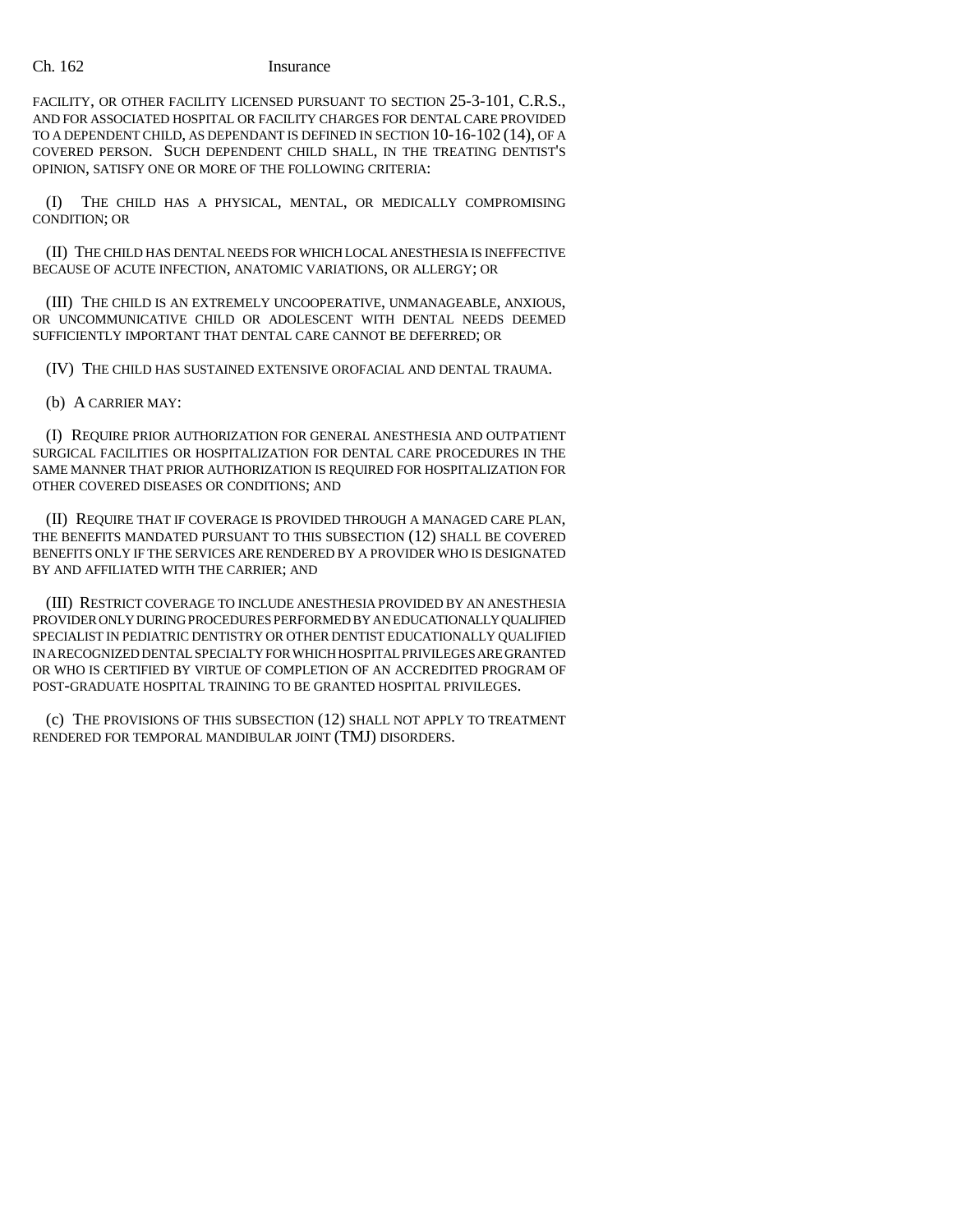FACILITY, OR OTHER FACILITY LICENSED PURSUANT TO SECTION 25-3-101, C.R.S., AND FOR ASSOCIATED HOSPITAL OR FACILITY CHARGES FOR DENTAL CARE PROVIDED TO A DEPENDENT CHILD, AS DEPENDANT IS DEFINED IN SECTION 10-16-102 (14), OF A COVERED PERSON. SUCH DEPENDENT CHILD SHALL, IN THE TREATING DENTIST'S OPINION, SATISFY ONE OR MORE OF THE FOLLOWING CRITERIA:

(I) THE CHILD HAS A PHYSICAL, MENTAL, OR MEDICALLY COMPROMISING CONDITION; OR

(II) THE CHILD HAS DENTAL NEEDS FOR WHICH LOCAL ANESTHESIA IS INEFFECTIVE BECAUSE OF ACUTE INFECTION, ANATOMIC VARIATIONS, OR ALLERGY; OR

(III) THE CHILD IS AN EXTREMELY UNCOOPERATIVE, UNMANAGEABLE, ANXIOUS, OR UNCOMMUNICATIVE CHILD OR ADOLESCENT WITH DENTAL NEEDS DEEMED SUFFICIENTLY IMPORTANT THAT DENTAL CARE CANNOT BE DEFERRED; OR

(IV) THE CHILD HAS SUSTAINED EXTENSIVE OROFACIAL AND DENTAL TRAUMA.

(b) A CARRIER MAY:

(I) REQUIRE PRIOR AUTHORIZATION FOR GENERAL ANESTHESIA AND OUTPATIENT SURGICAL FACILITIES OR HOSPITALIZATION FOR DENTAL CARE PROCEDURES IN THE SAME MANNER THAT PRIOR AUTHORIZATION IS REQUIRED FOR HOSPITALIZATION FOR OTHER COVERED DISEASES OR CONDITIONS; AND

(II) REQUIRE THAT IF COVERAGE IS PROVIDED THROUGH A MANAGED CARE PLAN, THE BENEFITS MANDATED PURSUANT TO THIS SUBSECTION (12) SHALL BE COVERED BENEFITS ONLY IF THE SERVICES ARE RENDERED BY A PROVIDER WHO IS DESIGNATED BY AND AFFILIATED WITH THE CARRIER; AND

(III) RESTRICT COVERAGE TO INCLUDE ANESTHESIA PROVIDED BY AN ANESTHESIA PROVIDER ONLY DURING PROCEDURES PERFORMED BY AN EDUCATIONALLY QUALIFIED SPECIALIST IN PEDIATRIC DENTISTRY OR OTHER DENTIST EDUCATIONALLY QUALIFIED IN A RECOGNIZED DENTAL SPECIALTY FOR WHICH HOSPITAL PRIVILEGES ARE GRANTED OR WHO IS CERTIFIED BY VIRTUE OF COMPLETION OF AN ACCREDITED PROGRAM OF POST-GRADUATE HOSPITAL TRAINING TO BE GRANTED HOSPITAL PRIVILEGES.

(c) THE PROVISIONS OF THIS SUBSECTION (12) SHALL NOT APPLY TO TREATMENT RENDERED FOR TEMPORAL MANDIBULAR JOINT (TMJ) DISORDERS.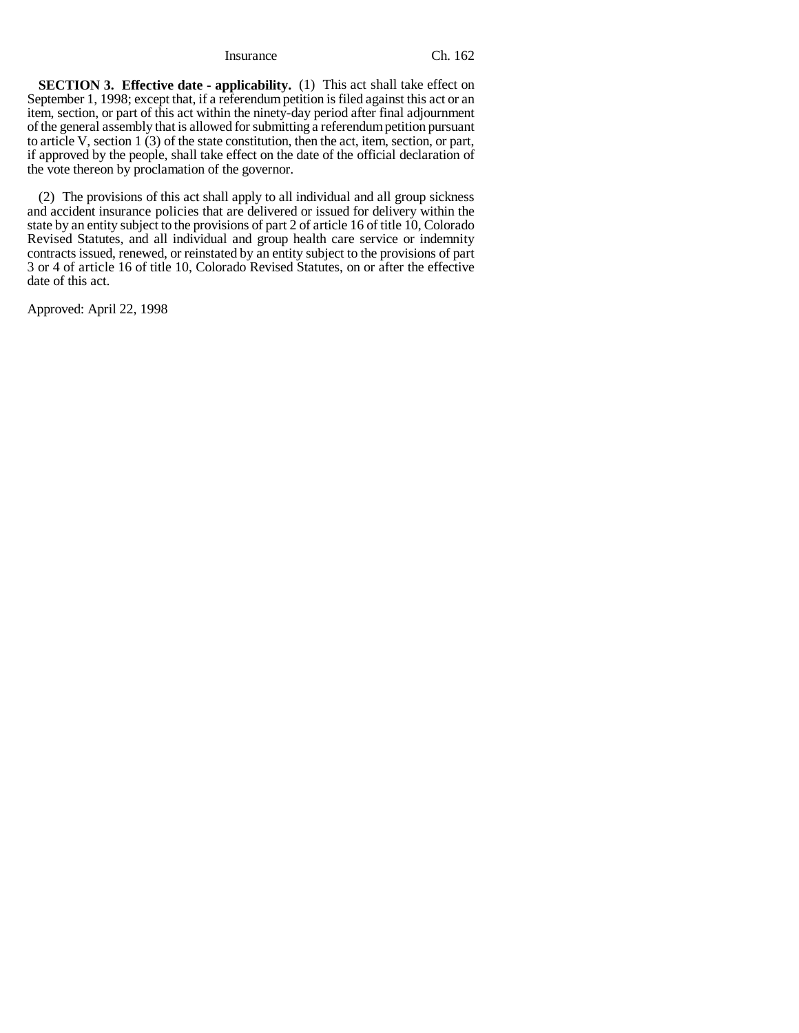**SECTION 3. Effective date - applicability.** (1) This act shall take effect on September 1, 1998; except that, if a referendum petition is filed against this act or an item, section, or part of this act within the ninety-day period after final adjournment of the general assembly that is allowed for submitting a referendum petition pursuant to article V, section 1 (3) of the state constitution, then the act, item, section, or part, if approved by the people, shall take effect on the date of the official declaration of the vote thereon by proclamation of the governor.

(2) The provisions of this act shall apply to all individual and all group sickness and accident insurance policies that are delivered or issued for delivery within the state by an entity subject to the provisions of part 2 of article 16 of title 10, Colorado Revised Statutes, and all individual and group health care service or indemnity contracts issued, renewed, or reinstated by an entity subject to the provisions of part 3 or 4 of article 16 of title 10, Colorado Revised Statutes, on or after the effective date of this act.

Approved: April 22, 1998